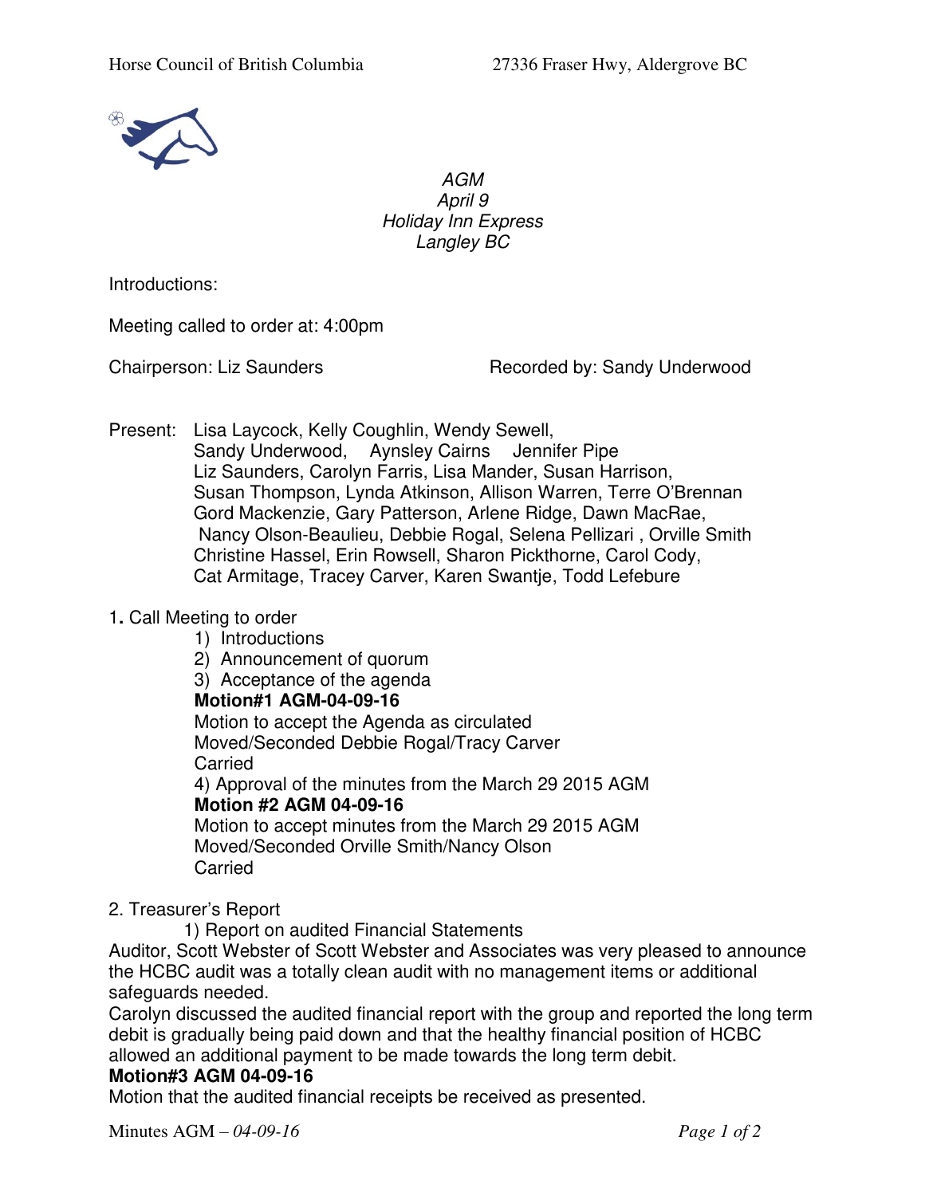*AGM*
*April 9*
*Holiday Inn Express*
*Langley BC*

Introductions:

Meeting called to order at: 4:00pm

Chairperson: Liz Saunders    Recorded by: Sandy Underwood

Present: Lisa Laycock, Kelly Coughlin, Wendy Sewell,
Sandy Underwood, Aynsley Cairns Jennifer Pipe
Liz Saunders, Carolyn Farris, Lisa Mander, Susan Harrison,
Susan Thompson, Lynda Atkinson, Allison Warren, Terre O'Brennan
Gord Mackenzie, Gary Patterson, Arlene Ridge, Dawn MacRae,
Nancy Olson-Beaulieu, Debbie Rogal, Selena Pellizari , Orville Smith
Christine Hassel, Erin Rowsell, Sharon Pickthorne, Carol Cody,
Cat Armitage, Tracey Carver, Karen Swantje, Todd Lefebure

1. Call Meeting to order
   1) Introductions
   2) Announcement of quorum
   3) Acceptance of the agenda

   **Motion#1 AGM-04-09-16**
   Motion to accept the Agenda as circulated
   Moved/Seconded Debbie Rogal/Tracy Carver
   Carried

   4) Approval of the minutes from the March 29 2015 AGM

   **Motion #2 AGM 04-09-16**
   Motion to accept minutes from the March 29 2015 AGM
   Moved/Seconded Orville Smith/Nancy Olson
   Carried

2. Treasurer's Report
   1) Report on audited Financial Statements

Auditor, Scott Webster of Scott Webster and Associates was very pleased to announce the HCBC audit was a totally clean audit with no management items or additional safeguards needed.
Carolyn discussed the audited financial report with the group and reported the long term debit is gradually being paid down and that the healthy financial position of HCBC allowed an additional payment to be made towards the long term debit.

**Motion#3 AGM 04-09-16**
Motion that the audited financial receipts be received as presented.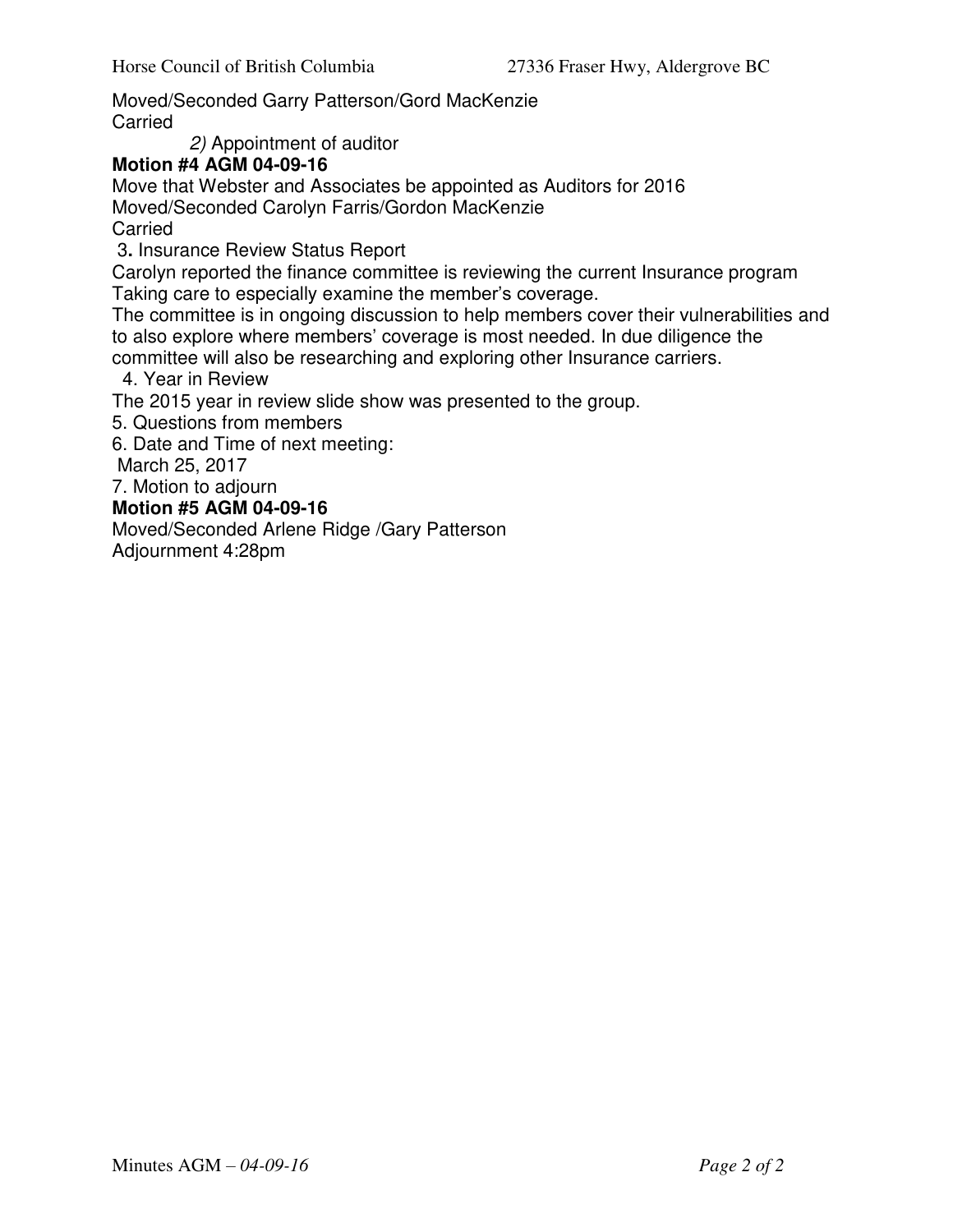Moved/Seconded Garry Patterson/Gord MacKenzie
Carried

*2)* Appointment of auditor

**Motion #4 AGM 04-09-16**

Move that Webster and Associates be appointed as Auditors for 2016
Moved/Seconded Carolyn Farris/Gordon MacKenzie
Carried

3**.** Insurance Review Status Report

Carolyn reported the finance committee is reviewing the current Insurance program Taking care to especially examine the member's coverage.
The committee is in ongoing discussion to help members cover their vulnerabilities and to also explore where members' coverage is most needed. In due diligence the committee will also be researching and exploring other Insurance carriers.

4. Year in Review

The 2015 year in review slide show was presented to the group.

5. Questions from members

6. Date and Time of next meeting:
March 25, 2017

7. Motion to adjourn

**Motion #5 AGM 04-09-16**

Moved/Seconded Arlene Ridge /Gary Patterson
Adjournment 4:28pm